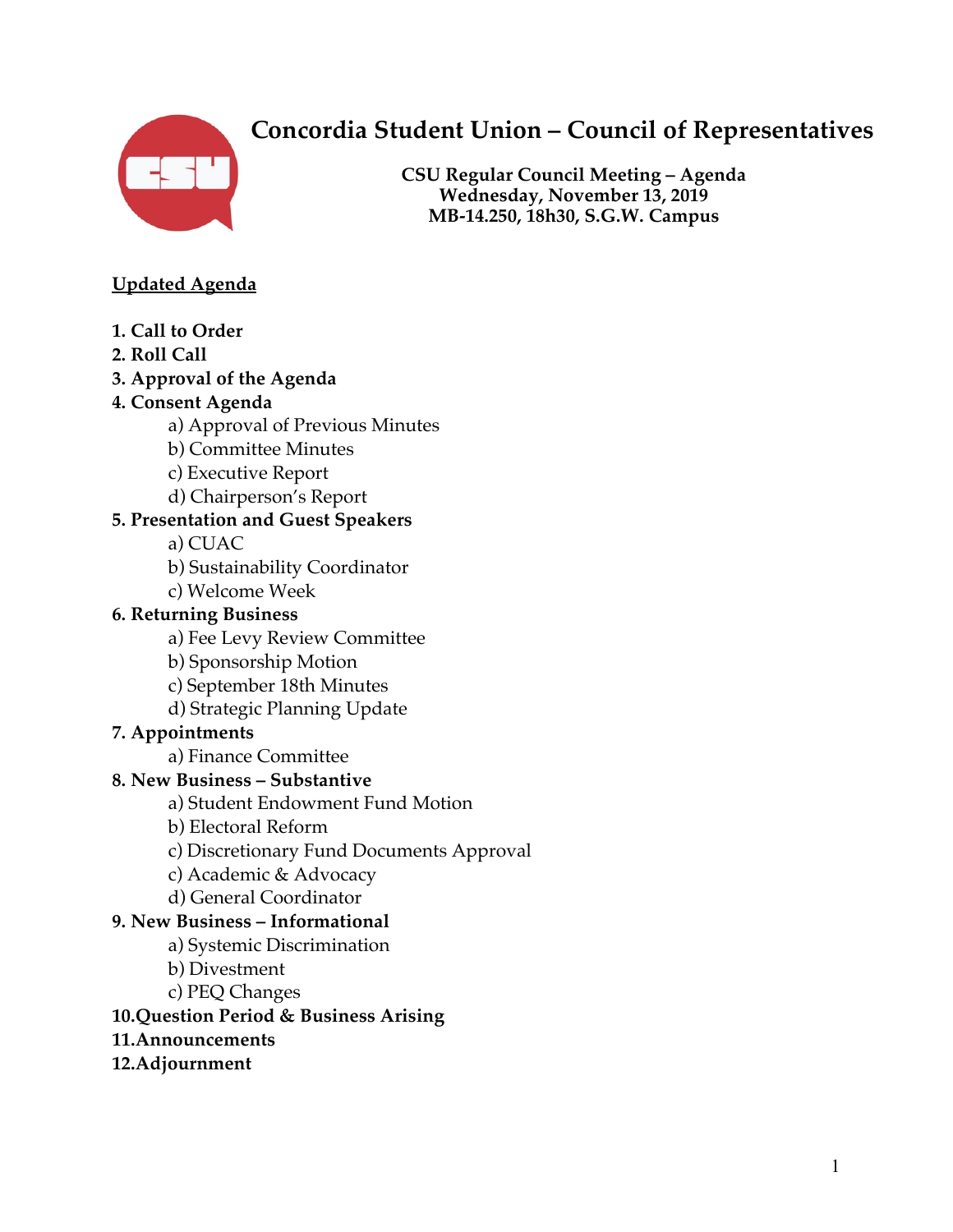# Concordia Student Union – Council of Representatives

**CSU Regular Council Meeting – Agenda**
**Wednesday, November 13, 2019**
**MB-14.250, 18h30, S.G.W. Campus**

**Updated Agenda**

**1. Call to Order**

**2. Roll Call**

**3. Approval of the Agenda**

**4. Consent Agenda**
- a) Approval of Previous Minutes
- b) Committee Minutes
- c) Executive Report
- d) Chairperson's Report

**5. Presentation and Guest Speakers**
- a) CUAC
- b) Sustainability Coordinator
- c) Welcome Week

**6. Returning Business**
- a) Fee Levy Review Committee
- b) Sponsorship Motion
- c) September 18th Minutes
- d) Strategic Planning Update

**7. Appointments**
- a) Finance Committee

**8. New Business – Substantive**
- a) Student Endowment Fund Motion
- b) Electoral Reform
- c) Discretionary Fund Documents Approval
- c) Academic & Advocacy
- d) General Coordinator

**9. New Business – Informational**
- a) Systemic Discrimination
- b) Divestment
- c) PEQ Changes

**10. Question Period & Business Arising**

**11. Announcements**

**12. Adjournment**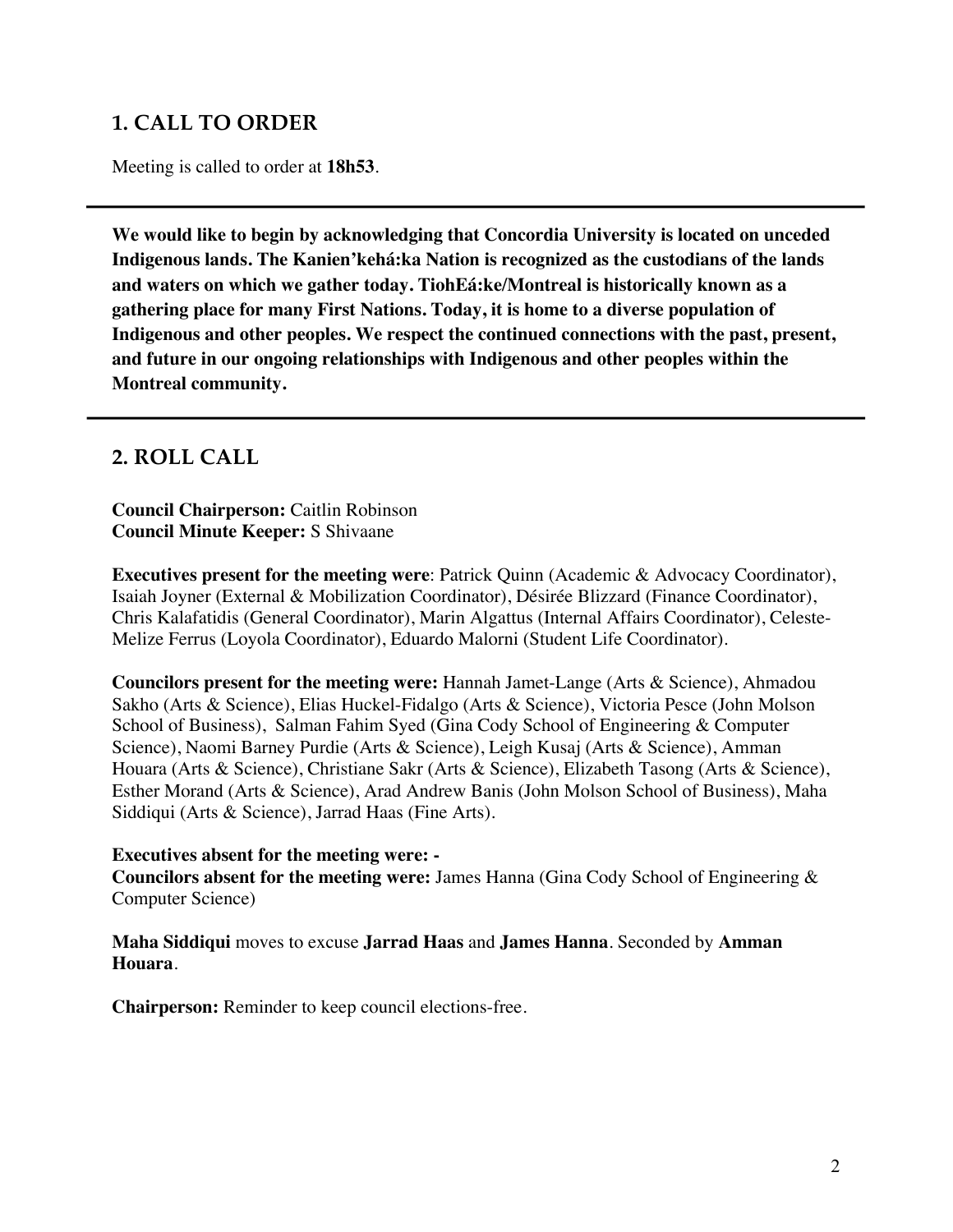## 1. CALL TO ORDER

Meeting is called to order at **18h53**.

---

**We would like to begin by acknowledging that Concordia University is located on unceded Indigenous lands. The Kanien'kehá:ka Nation is recognized as the custodians of the lands and waters on which we gather today. TiohEá:ke/Montreal is historically known as a gathering place for many First Nations. Today, it is home to a diverse population of Indigenous and other peoples. We respect the continued connections with the past, present, and future in our ongoing relationships with Indigenous and other peoples within the Montreal community.**

---

## 2. ROLL CALL

**Council Chairperson:** Caitlin Robinson
**Council Minute Keeper:** S Shivaane

**Executives present for the meeting were**: Patrick Quinn (Academic & Advocacy Coordinator), Isaiah Joyner (External & Mobilization Coordinator), Désirée Blizzard (Finance Coordinator), Chris Kalafatidis (General Coordinator), Marin Algattus (Internal Affairs Coordinator), Celeste-Melize Ferrus (Loyola Coordinator), Eduardo Malorni (Student Life Coordinator).

**Councilors present for the meeting were:** Hannah Jamet-Lange (Arts & Science), Ahmadou Sakho (Arts & Science), Elias Huckel-Fidalgo (Arts & Science), Victoria Pesce (John Molson School of Business), Salman Fahim Syed (Gina Cody School of Engineering & Computer Science), Naomi Barney Purdie (Arts & Science), Leigh Kusaj (Arts & Science), Amman Houara (Arts & Science), Christiane Sakr (Arts & Science), Elizabeth Tasong (Arts & Science), Esther Morand (Arts & Science), Arad Andrew Banis (John Molson School of Business), Maha Siddiqui (Arts & Science), Jarrad Haas (Fine Arts).

**Executives absent for the meeting were: -**
**Councilors absent for the meeting were:** James Hanna (Gina Cody School of Engineering & Computer Science)

**Maha Siddiqui** moves to excuse **Jarrad Haas** and **James Hanna**. Seconded by **Amman Houara**.

**Chairperson:** Reminder to keep council elections-free.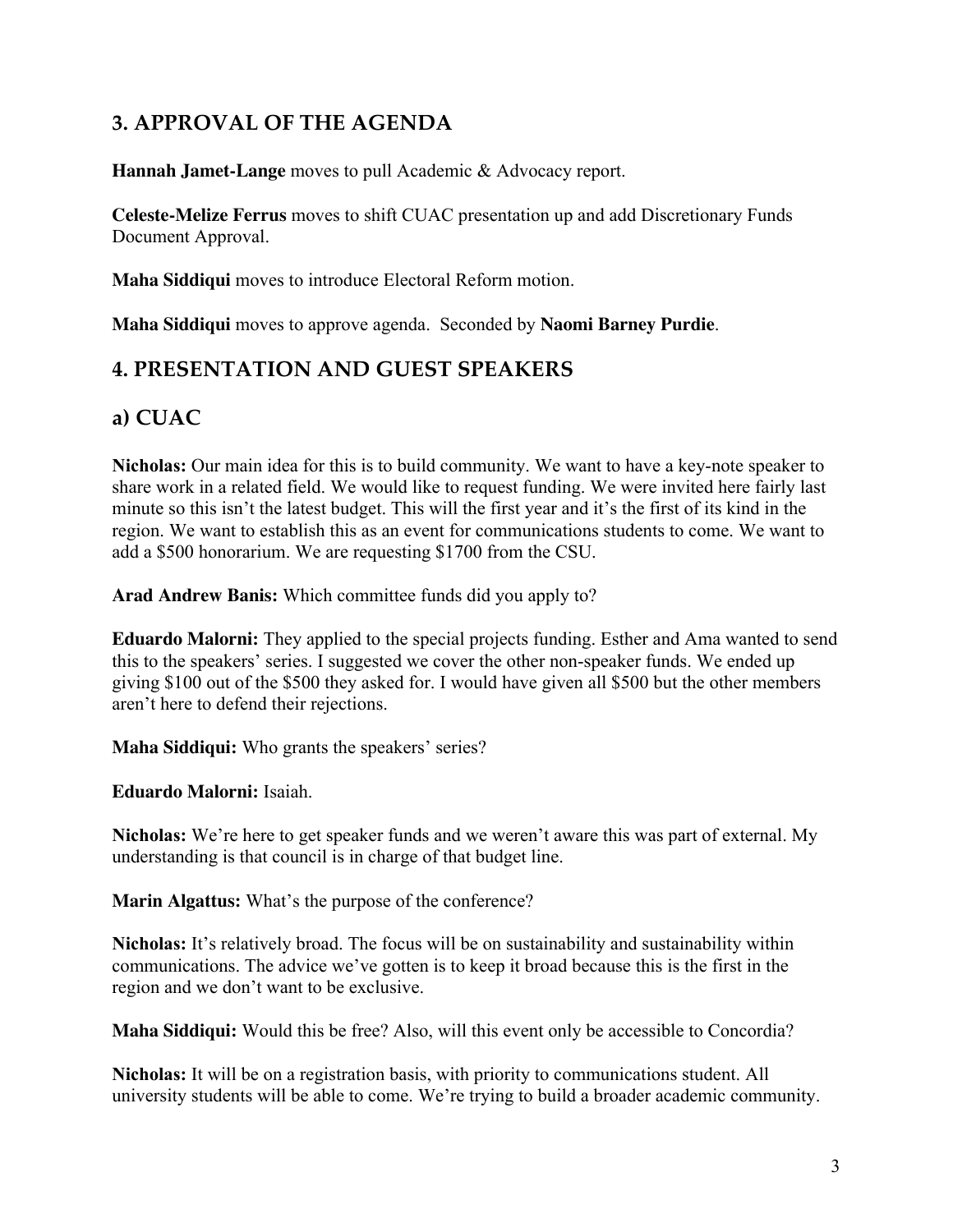## 3. APPROVAL OF THE AGENDA

**Hannah Jamet-Lange** moves to pull Academic & Advocacy report.

**Celeste-Melize Ferrus** moves to shift CUAC presentation up and add Discretionary Funds Document Approval.

**Maha Siddiqui** moves to introduce Electoral Reform motion.

**Maha Siddiqui** moves to approve agenda. Seconded by **Naomi Barney Purdie**.

## 4. PRESENTATION AND GUEST SPEAKERS

## a) CUAC

**Nicholas:** Our main idea for this is to build community. We want to have a key-note speaker to share work in a related field. We would like to request funding. We were invited here fairly last minute so this isn't the latest budget. This will the first year and it's the first of its kind in the region. We want to establish this as an event for communications students to come. We want to add a $500 honorarium. We are requesting $1700 from the CSU.

**Arad Andrew Banis:** Which committee funds did you apply to?

**Eduardo Malorni:** They applied to the special projects funding. Esther and Ama wanted to send this to the speakers' series. I suggested we cover the other non-speaker funds. We ended up giving $100 out of the $500 they asked for. I would have given all $500 but the other members aren't here to defend their rejections.

**Maha Siddiqui:** Who grants the speakers' series?

**Eduardo Malorni:** Isaiah.

**Nicholas:** We're here to get speaker funds and we weren't aware this was part of external. My understanding is that council is in charge of that budget line.

**Marin Algattus:** What's the purpose of the conference?

**Nicholas:** It's relatively broad. The focus will be on sustainability and sustainability within communications. The advice we've gotten is to keep it broad because this is the first in the region and we don't want to be exclusive.

**Maha Siddiqui:** Would this be free? Also, will this event only be accessible to Concordia?

**Nicholas:** It will be on a registration basis, with priority to communications student. All university students will be able to come. We're trying to build a broader academic community.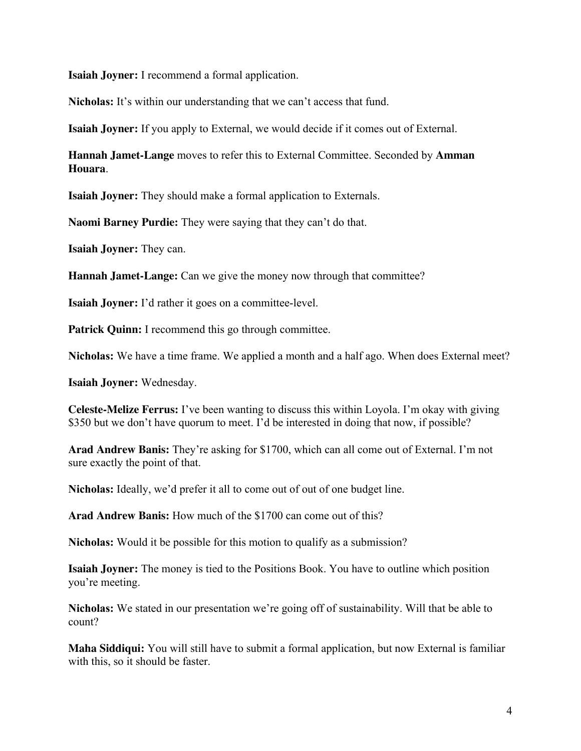**Isaiah Joyner:** I recommend a formal application.

**Nicholas:** It's within our understanding that we can't access that fund.

**Isaiah Joyner:** If you apply to External, we would decide if it comes out of External.

**Hannah Jamet-Lange** moves to refer this to External Committee. Seconded by **Amman Houara**.

**Isaiah Joyner:** They should make a formal application to Externals.

**Naomi Barney Purdie:** They were saying that they can't do that.

**Isaiah Joyner:** They can.

**Hannah Jamet-Lange:** Can we give the money now through that committee?

**Isaiah Joyner:** I'd rather it goes on a committee-level.

**Patrick Quinn:** I recommend this go through committee.

**Nicholas:** We have a time frame. We applied a month and a half ago. When does External meet?

**Isaiah Joyner:** Wednesday.

**Celeste-Melize Ferrus:** I've been wanting to discuss this within Loyola. I'm okay with giving \$350 but we don't have quorum to meet. I'd be interested in doing that now, if possible?

**Arad Andrew Banis:** They're asking for \$1700, which can all come out of External. I'm not sure exactly the point of that.

**Nicholas:** Ideally, we'd prefer it all to come out of out of one budget line.

**Arad Andrew Banis:** How much of the \$1700 can come out of this?

**Nicholas:** Would it be possible for this motion to qualify as a submission?

**Isaiah Joyner:** The money is tied to the Positions Book. You have to outline which position you're meeting.

**Nicholas:** We stated in our presentation we're going off of sustainability. Will that be able to count?

**Maha Siddiqui:** You will still have to submit a formal application, but now External is familiar with this, so it should be faster.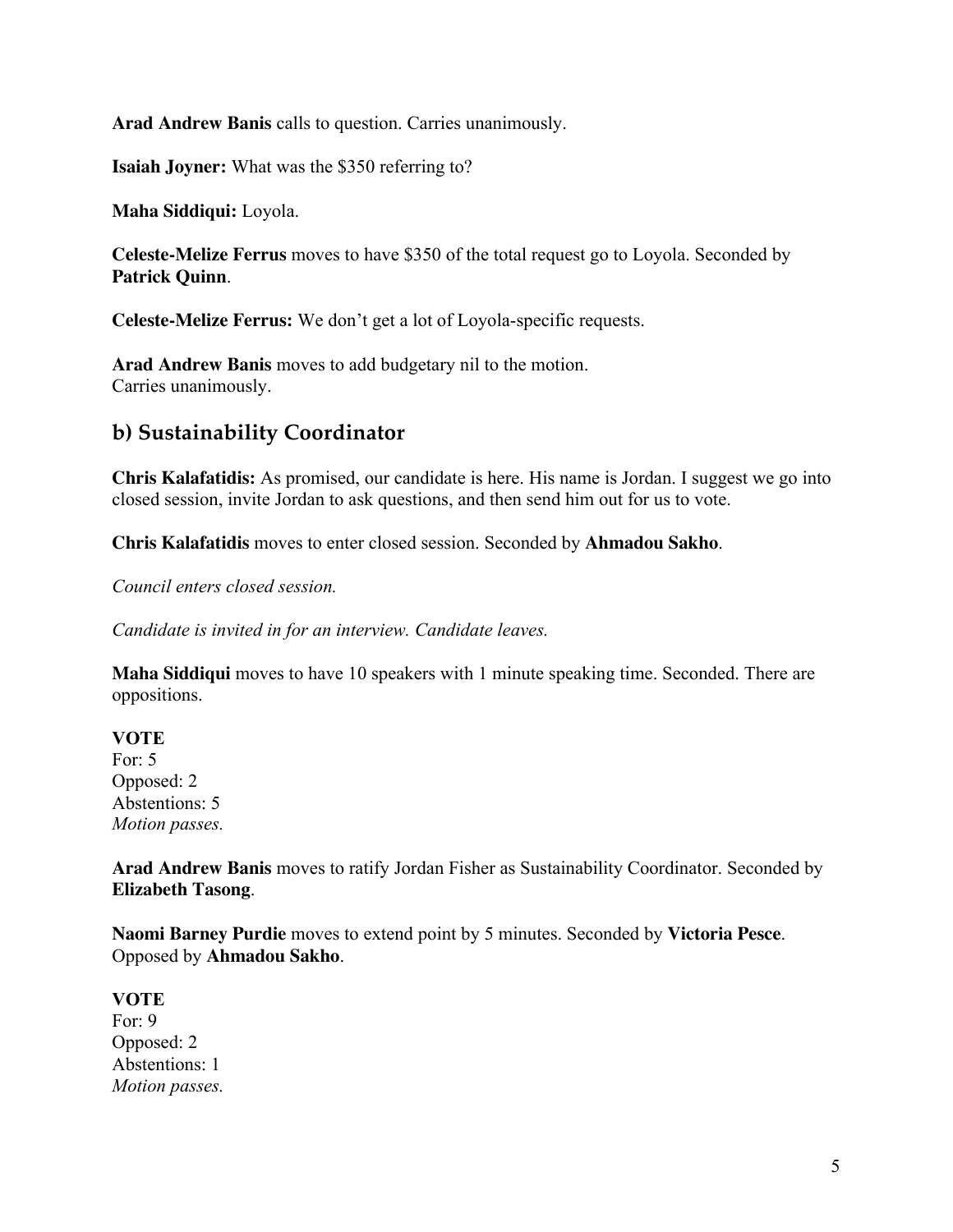**Arad Andrew Banis** calls to question. Carries unanimously.

**Isaiah Joyner:** What was the $350 referring to?

**Maha Siddiqui:** Loyola.

**Celeste-Melize Ferrus** moves to have $350 of the total request go to Loyola. Seconded by **Patrick Quinn**.

**Celeste-Melize Ferrus:** We don't get a lot of Loyola-specific requests.

**Arad Andrew Banis** moves to add budgetary nil to the motion.
Carries unanimously.

## b) Sustainability Coordinator

**Chris Kalafatidis:** As promised, our candidate is here. His name is Jordan. I suggest we go into closed session, invite Jordan to ask questions, and then send him out for us to vote.

**Chris Kalafatidis** moves to enter closed session. Seconded by **Ahmadou Sakho**.

*Council enters closed session.*

*Candidate is invited in for an interview. Candidate leaves.*

**Maha Siddiqui** moves to have 10 speakers with 1 minute speaking time. Seconded. There are oppositions.

**VOTE**
For: 5
Opposed: 2
Abstentions: 5
*Motion passes.*

**Arad Andrew Banis** moves to ratify Jordan Fisher as Sustainability Coordinator. Seconded by **Elizabeth Tasong**.

**Naomi Barney Purdie** moves to extend point by 5 minutes. Seconded by **Victoria Pesce**. Opposed by **Ahmadou Sakho**.

**VOTE**
For: 9
Opposed: 2
Abstentions: 1
*Motion passes.*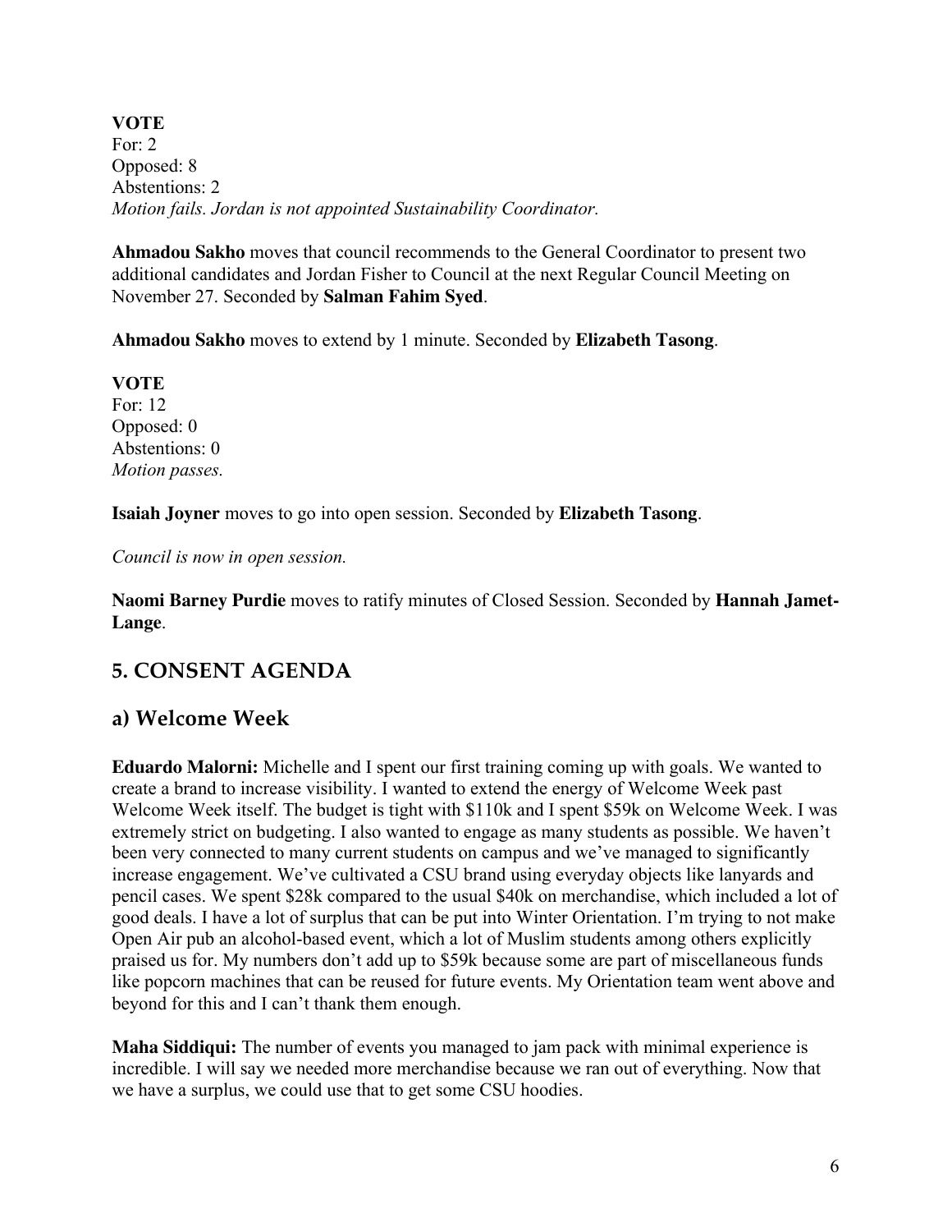**VOTE**
For: 2
Opposed: 8
Abstentions: 2
*Motion fails. Jordan is not appointed Sustainability Coordinator.*

**Ahmadou Sakho** moves that council recommends to the General Coordinator to present two additional candidates and Jordan Fisher to Council at the next Regular Council Meeting on November 27. Seconded by **Salman Fahim Syed**.

**Ahmadou Sakho** moves to extend by 1 minute. Seconded by **Elizabeth Tasong**.

**VOTE**
For: 12
Opposed: 0
Abstentions: 0
*Motion passes.*

**Isaiah Joyner** moves to go into open session. Seconded by **Elizabeth Tasong**.

*Council is now in open session.*

**Naomi Barney Purdie** moves to ratify minutes of Closed Session. Seconded by **Hannah Jamet-Lange**.

## 5. CONSENT AGENDA

### a) Welcome Week

**Eduardo Malorni:** Michelle and I spent our first training coming up with goals. We wanted to create a brand to increase visibility. I wanted to extend the energy of Welcome Week past Welcome Week itself. The budget is tight with $110k and I spent $59k on Welcome Week. I was extremely strict on budgeting. I also wanted to engage as many students as possible. We haven't been very connected to many current students on campus and we've managed to significantly increase engagement. We've cultivated a CSU brand using everyday objects like lanyards and pencil cases. We spent $28k compared to the usual $40k on merchandise, which included a lot of good deals. I have a lot of surplus that can be put into Winter Orientation. I'm trying to not make Open Air pub an alcohol-based event, which a lot of Muslim students among others explicitly praised us for. My numbers don't add up to $59k because some are part of miscellaneous funds like popcorn machines that can be reused for future events. My Orientation team went above and beyond for this and I can't thank them enough.

**Maha Siddiqui:** The number of events you managed to jam pack with minimal experience is incredible. I will say we needed more merchandise because we ran out of everything. Now that we have a surplus, we could use that to get some CSU hoodies.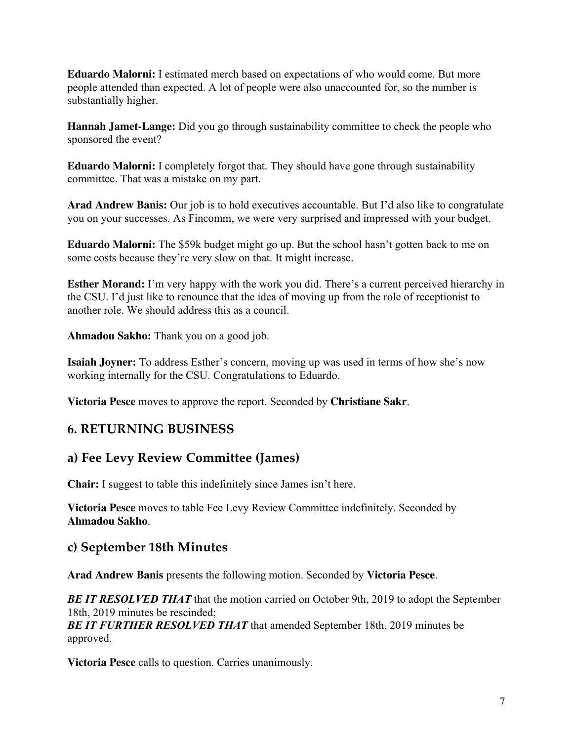**Eduardo Malorni:** I estimated merch based on expectations of who would come. But more people attended than expected. A lot of people were also unaccounted for, so the number is substantially higher.

**Hannah Jamet-Lange:** Did you go through sustainability committee to check the people who sponsored the event?

**Eduardo Malorni:** I completely forgot that. They should have gone through sustainability committee. That was a mistake on my part.

**Arad Andrew Banis:** Our job is to hold executives accountable. But I'd also like to congratulate you on your successes. As Fincomm, we were very surprised and impressed with your budget.

**Eduardo Malorni:** The $59k budget might go up. But the school hasn't gotten back to me on some costs because they're very slow on that. It might increase.

**Esther Morand:** I'm very happy with the work you did. There's a current perceived hierarchy in the CSU. I'd just like to renounce that the idea of moving up from the role of receptionist to another role. We should address this as a council.

**Ahmadou Sakho:** Thank you on a good job.

**Isaiah Joyner:** To address Esther's concern, moving up was used in terms of how she's now working internally for the CSU. Congratulations to Eduardo.

**Victoria Pesce** moves to approve the report. Seconded by **Christiane Sakr**.

## 6. RETURNING BUSINESS

### a) Fee Levy Review Committee (James)

**Chair:** I suggest to table this indefinitely since James isn't here.

**Victoria Pesce** moves to table Fee Levy Review Committee indefinitely. Seconded by **Ahmadou Sakho**.

### c) September 18th Minutes

**Arad Andrew Banis** presents the following motion. Seconded by **Victoria Pesce**.

***BE IT RESOLVED THAT*** that the motion carried on October 9th, 2019 to adopt the September 18th, 2019 minutes be rescinded;
***BE IT FURTHER RESOLVED THAT*** that amended September 18th, 2019 minutes be approved.

**Victoria Pesce** calls to question. Carries unanimously.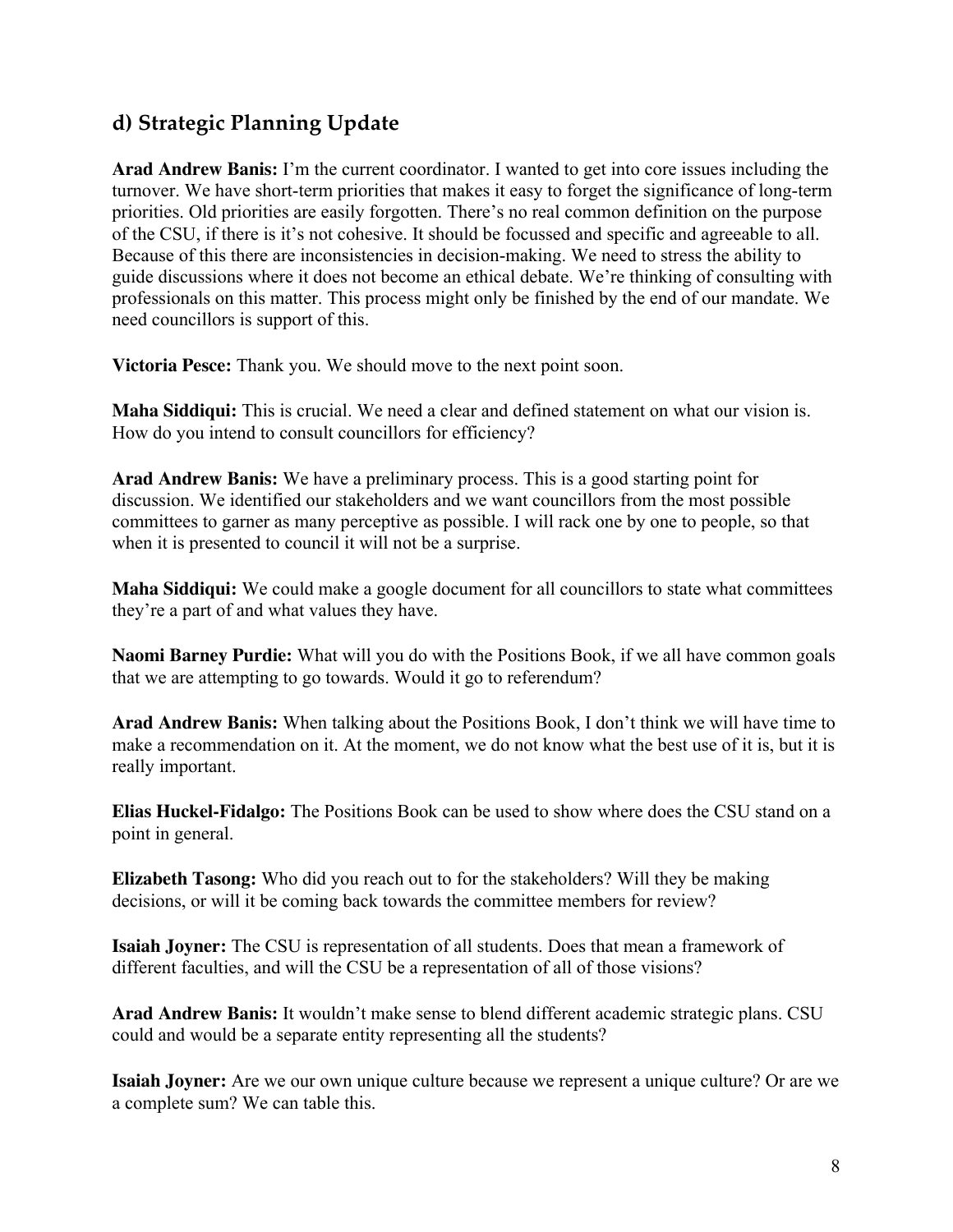## d) Strategic Planning Update

**Arad Andrew Banis:** I'm the current coordinator. I wanted to get into core issues including the turnover. We have short-term priorities that makes it easy to forget the significance of long-term priorities. Old priorities are easily forgotten. There's no real common definition on the purpose of the CSU, if there is it's not cohesive. It should be focussed and specific and agreeable to all. Because of this there are inconsistencies in decision-making. We need to stress the ability to guide discussions where it does not become an ethical debate. We're thinking of consulting with professionals on this matter. This process might only be finished by the end of our mandate. We need councillors is support of this.

**Victoria Pesce:** Thank you. We should move to the next point soon.

**Maha Siddiqui:** This is crucial. We need a clear and defined statement on what our vision is. How do you intend to consult councillors for efficiency?

**Arad Andrew Banis:** We have a preliminary process. This is a good starting point for discussion. We identified our stakeholders and we want councillors from the most possible committees to garner as many perceptive as possible. I will rack one by one to people, so that when it is presented to council it will not be a surprise.

**Maha Siddiqui:** We could make a google document for all councillors to state what committees they're a part of and what values they have.

**Naomi Barney Purdie:** What will you do with the Positions Book, if we all have common goals that we are attempting to go towards. Would it go to referendum?

**Arad Andrew Banis:** When talking about the Positions Book, I don't think we will have time to make a recommendation on it. At the moment, we do not know what the best use of it is, but it is really important.

**Elias Huckel-Fidalgo:** The Positions Book can be used to show where does the CSU stand on a point in general.

**Elizabeth Tasong:** Who did you reach out to for the stakeholders? Will they be making decisions, or will it be coming back towards the committee members for review?

**Isaiah Joyner:** The CSU is representation of all students. Does that mean a framework of different faculties, and will the CSU be a representation of all of those visions?

**Arad Andrew Banis:** It wouldn't make sense to blend different academic strategic plans. CSU could and would be a separate entity representing all the students?

**Isaiah Joyner:** Are we our own unique culture because we represent a unique culture? Or are we a complete sum? We can table this.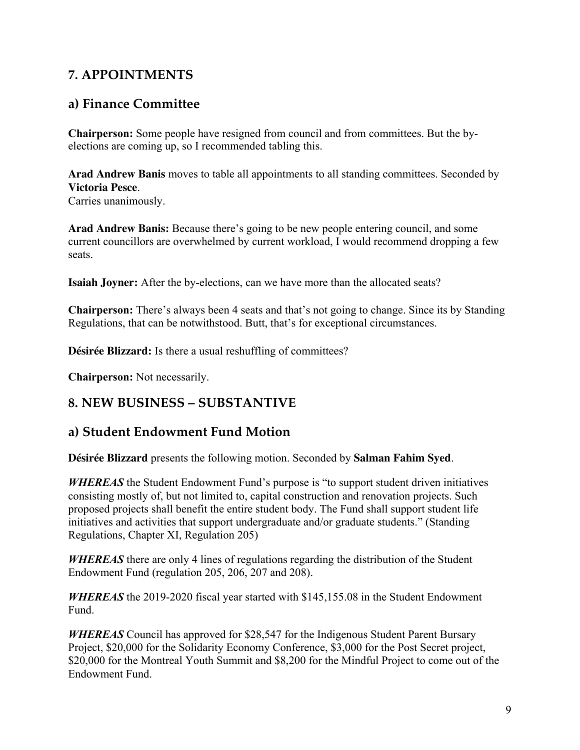## 7. APPOINTMENTS

### a) Finance Committee

**Chairperson:** Some people have resigned from council and from committees. But the by-elections are coming up, so I recommended tabling this.

**Arad Andrew Banis** moves to table all appointments to all standing committees. Seconded by **Victoria Pesce**.
Carries unanimously.

**Arad Andrew Banis:** Because there's going to be new people entering council, and some current councillors are overwhelmed by current workload, I would recommend dropping a few seats.

**Isaiah Joyner:** After the by-elections, can we have more than the allocated seats?

**Chairperson:** There's always been 4 seats and that's not going to change. Since its by Standing Regulations, that can be notwithstood. Butt, that's for exceptional circumstances.

**Désirée Blizzard:** Is there a usual reshuffling of committees?

**Chairperson:** Not necessarily.

## 8. NEW BUSINESS – SUBSTANTIVE

### a) Student Endowment Fund Motion

**Désirée Blizzard** presents the following motion. Seconded by **Salman Fahim Syed**.

***WHEREAS*** the Student Endowment Fund's purpose is "to support student driven initiatives consisting mostly of, but not limited to, capital construction and renovation projects. Such proposed projects shall benefit the entire student body. The Fund shall support student life initiatives and activities that support undergraduate and/or graduate students." (Standing Regulations, Chapter XI, Regulation 205)

***WHEREAS*** there are only 4 lines of regulations regarding the distribution of the Student Endowment Fund (regulation 205, 206, 207 and 208).

***WHEREAS*** the 2019-2020 fiscal year started with $145,155.08 in the Student Endowment Fund.

***WHEREAS*** Council has approved for $28,547 for the Indigenous Student Parent Bursary Project, $20,000 for the Solidarity Economy Conference, $3,000 for the Post Secret project, $20,000 for the Montreal Youth Summit and $8,200 for the Mindful Project to come out of the Endowment Fund.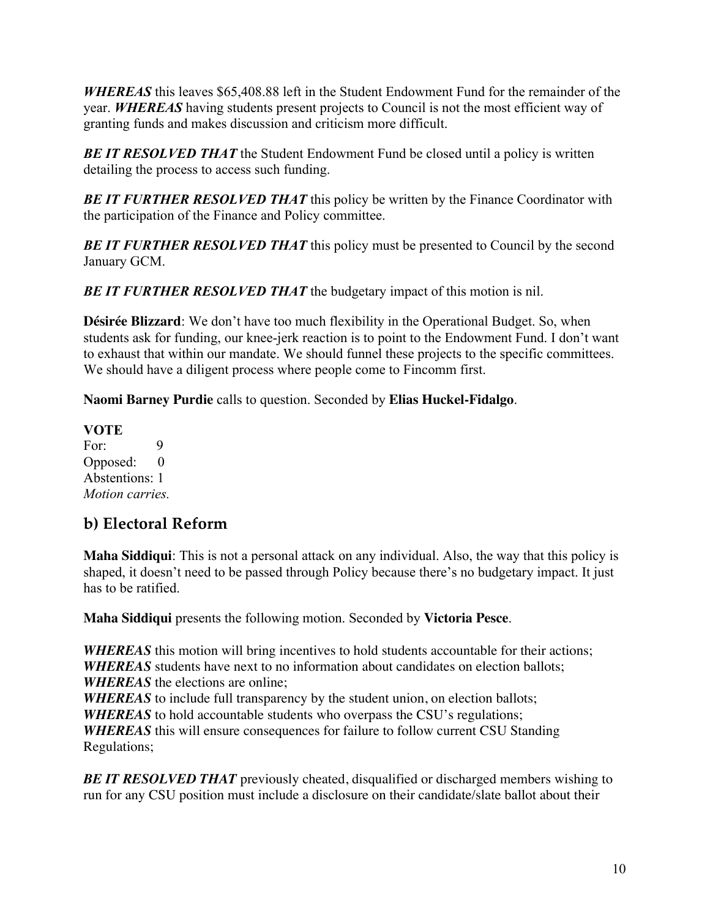***WHEREAS*** this leaves $65,408.88 left in the Student Endowment Fund for the remainder of the year. ***WHEREAS*** having students present projects to Council is not the most efficient way of granting funds and makes discussion and criticism more difficult.

***BE IT RESOLVED THAT*** the Student Endowment Fund be closed until a policy is written detailing the process to access such funding.

***BE IT FURTHER RESOLVED THAT*** this policy be written by the Finance Coordinator with the participation of the Finance and Policy committee.

***BE IT FURTHER RESOLVED THAT*** this policy must be presented to Council by the second January GCM.

***BE IT FURTHER RESOLVED THAT*** the budgetary impact of this motion is nil.

**Désirée Blizzard**: We don't have too much flexibility in the Operational Budget. So, when students ask for funding, our knee-jerk reaction is to point to the Endowment Fund. I don't want to exhaust that within our mandate. We should funnel these projects to the specific committees. We should have a diligent process where people come to Fincomm first.

**Naomi Barney Purdie** calls to question. Seconded by **Elias Huckel-Fidalgo**.

**VOTE**
For: 9
Opposed: 0
Abstentions: 1
*Motion carries.*

## b) Electoral Reform

**Maha Siddiqui**: This is not a personal attack on any individual. Also, the way that this policy is shaped, it doesn't need to be passed through Policy because there's no budgetary impact. It just has to be ratified.

**Maha Siddiqui** presents the following motion. Seconded by **Victoria Pesce**.

***WHEREAS*** this motion will bring incentives to hold students accountable for their actions;
***WHEREAS*** students have next to no information about candidates on election ballots;
***WHEREAS*** the elections are online;
***WHEREAS*** to include full transparency by the student union, on election ballots;
***WHEREAS*** to hold accountable students who overpass the CSU's regulations;
***WHEREAS*** this will ensure consequences for failure to follow current CSU Standing Regulations;

***BE IT RESOLVED THAT*** previously cheated, disqualified or discharged members wishing to run for any CSU position must include a disclosure on their candidate/slate ballot about their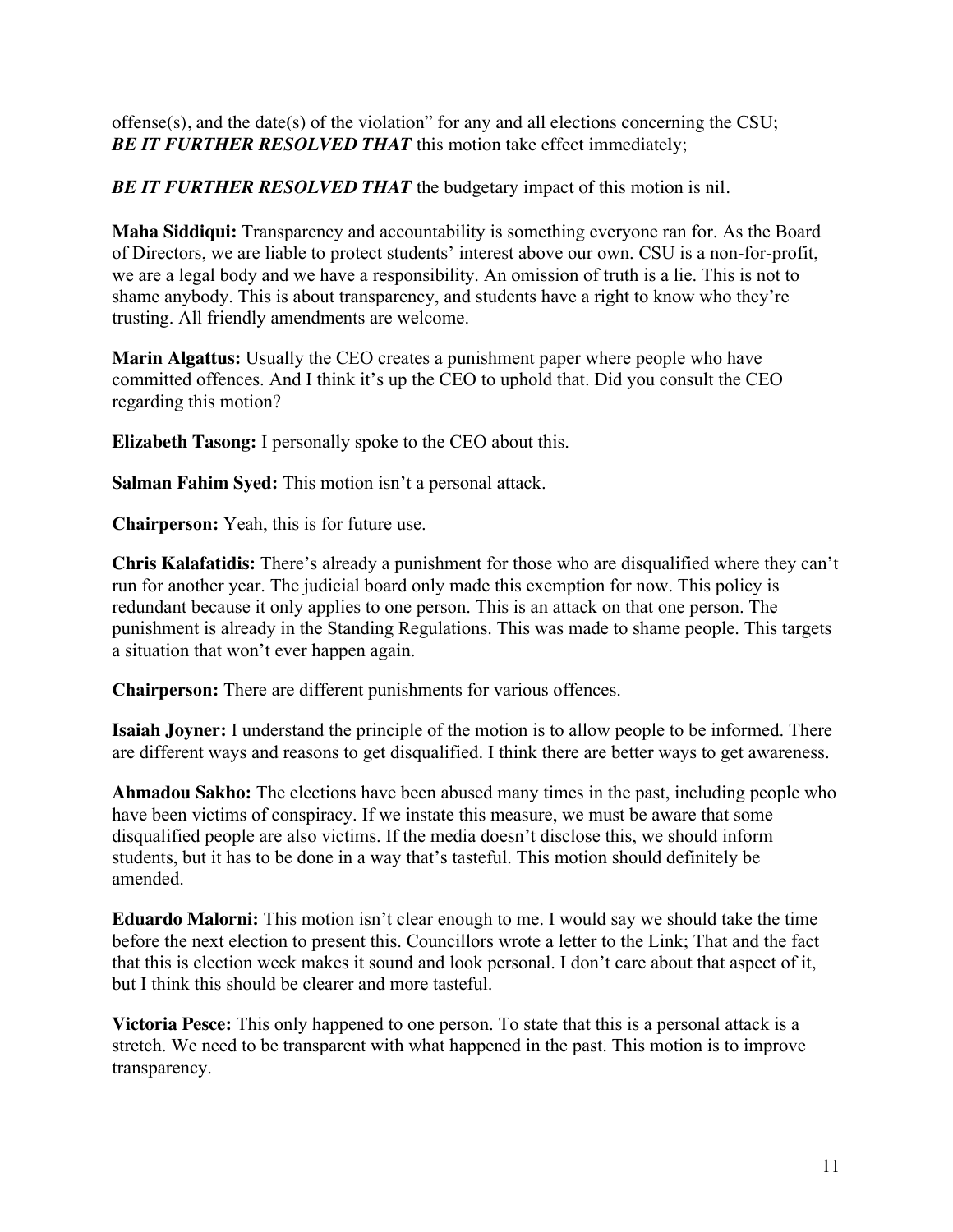offense(s), and the date(s) of the violation" for any and all elections concerning the CSU;
***BE IT FURTHER RESOLVED THAT*** this motion take effect immediately;

***BE IT FURTHER RESOLVED THAT*** the budgetary impact of this motion is nil.

**Maha Siddiqui:** Transparency and accountability is something everyone ran for. As the Board of Directors, we are liable to protect students' interest above our own. CSU is a non-for-profit, we are a legal body and we have a responsibility. An omission of truth is a lie. This is not to shame anybody. This is about transparency, and students have a right to know who they're trusting. All friendly amendments are welcome.

**Marin Algattus:** Usually the CEO creates a punishment paper where people who have committed offences. And I think it's up the CEO to uphold that. Did you consult the CEO regarding this motion?

**Elizabeth Tasong:** I personally spoke to the CEO about this.

**Salman Fahim Syed:** This motion isn't a personal attack.

**Chairperson:** Yeah, this is for future use.

**Chris Kalafatidis:** There's already a punishment for those who are disqualified where they can't run for another year. The judicial board only made this exemption for now. This policy is redundant because it only applies to one person. This is an attack on that one person. The punishment is already in the Standing Regulations. This was made to shame people. This targets a situation that won't ever happen again.

**Chairperson:** There are different punishments for various offences.

**Isaiah Joyner:** I understand the principle of the motion is to allow people to be informed. There are different ways and reasons to get disqualified. I think there are better ways to get awareness.

**Ahmadou Sakho:** The elections have been abused many times in the past, including people who have been victims of conspiracy. If we instate this measure, we must be aware that some disqualified people are also victims. If the media doesn't disclose this, we should inform students, but it has to be done in a way that's tasteful. This motion should definitely be amended.

**Eduardo Malorni:** This motion isn't clear enough to me. I would say we should take the time before the next election to present this. Councillors wrote a letter to the Link; That and the fact that this is election week makes it sound and look personal. I don't care about that aspect of it, but I think this should be clearer and more tasteful.

**Victoria Pesce:** This only happened to one person. To state that this is a personal attack is a stretch. We need to be transparent with what happened in the past. This motion is to improve transparency.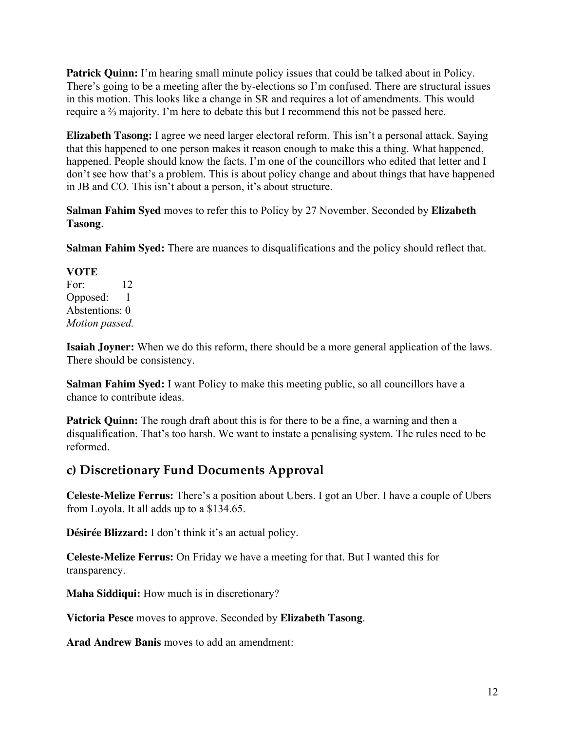**Patrick Quinn:** I'm hearing small minute policy issues that could be talked about in Policy. There's going to be a meeting after the by-elections so I'm confused. There are structural issues in this motion. This looks like a change in SR and requires a lot of amendments. This would require a ⅔ majority. I'm here to debate this but I recommend this not be passed here.

**Elizabeth Tasong:** I agree we need larger electoral reform. This isn't a personal attack. Saying that this happened to one person makes it reason enough to make this a thing. What happened, happened. People should know the facts. I'm one of the councillors who edited that letter and I don't see how that's a problem. This is about policy change and about things that have happened in JB and CO. This isn't about a person, it's about structure.

**Salman Fahim Syed** moves to refer this to Policy by 27 November. Seconded by **Elizabeth Tasong**.

**Salman Fahim Syed:** There are nuances to disqualifications and the policy should reflect that.

**VOTE**
For: 12
Opposed: 1
Abstentions: 0
*Motion passed.*

**Isaiah Joyner:** When we do this reform, there should be a more general application of the laws. There should be consistency.

**Salman Fahim Syed:** I want Policy to make this meeting public, so all councillors have a chance to contribute ideas.

**Patrick Quinn:** The rough draft about this is for there to be a fine, a warning and then a disqualification. That's too harsh. We want to instate a penalising system. The rules need to be reformed.

## c) Discretionary Fund Documents Approval

**Celeste-Melize Ferrus:** There's a position about Ubers. I got an Uber. I have a couple of Ubers from Loyola. It all adds up to a $134.65.

**Désirée Blizzard:** I don't think it's an actual policy.

**Celeste-Melize Ferrus:** On Friday we have a meeting for that. But I wanted this for transparency.

**Maha Siddiqui:** How much is in discretionary?

**Victoria Pesce** moves to approve. Seconded by **Elizabeth Tasong**.

**Arad Andrew Banis** moves to add an amendment: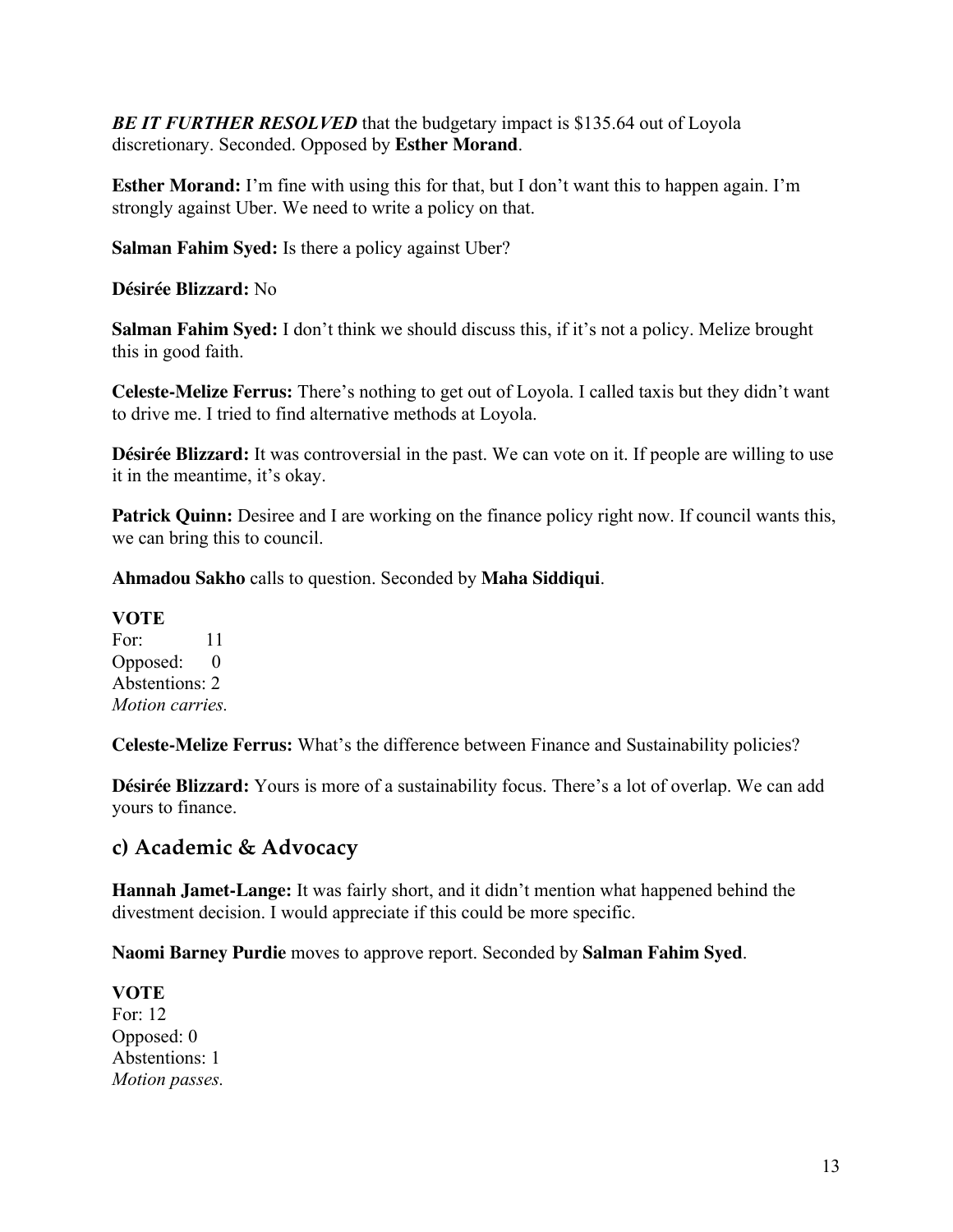***BE IT FURTHER RESOLVED*** that the budgetary impact is $135.64 out of Loyola discretionary. Seconded. Opposed by **Esther Morand**.

**Esther Morand:** I'm fine with using this for that, but I don't want this to happen again. I'm strongly against Uber. We need to write a policy on that.

**Salman Fahim Syed:** Is there a policy against Uber?

**Désirée Blizzard:** No

**Salman Fahim Syed:** I don't think we should discuss this, if it's not a policy. Melize brought this in good faith.

**Celeste-Melize Ferrus:** There's nothing to get out of Loyola. I called taxis but they didn't want to drive me. I tried to find alternative methods at Loyola.

**Désirée Blizzard:** It was controversial in the past. We can vote on it. If people are willing to use it in the meantime, it's okay.

**Patrick Quinn:** Desiree and I are working on the finance policy right now. If council wants this, we can bring this to council.

**Ahmadou Sakho** calls to question. Seconded by **Maha Siddiqui**.

**VOTE**
For: 11
Opposed: 0
Abstentions: 2
*Motion carries.*

**Celeste-Melize Ferrus:** What's the difference between Finance and Sustainability policies?

**Désirée Blizzard:** Yours is more of a sustainability focus. There's a lot of overlap. We can add yours to finance.

## c) Academic & Advocacy

**Hannah Jamet-Lange:** It was fairly short, and it didn't mention what happened behind the divestment decision. I would appreciate if this could be more specific.

**Naomi Barney Purdie** moves to approve report. Seconded by **Salman Fahim Syed**.

**VOTE**
For: 12
Opposed: 0
Abstentions: 1
*Motion passes.*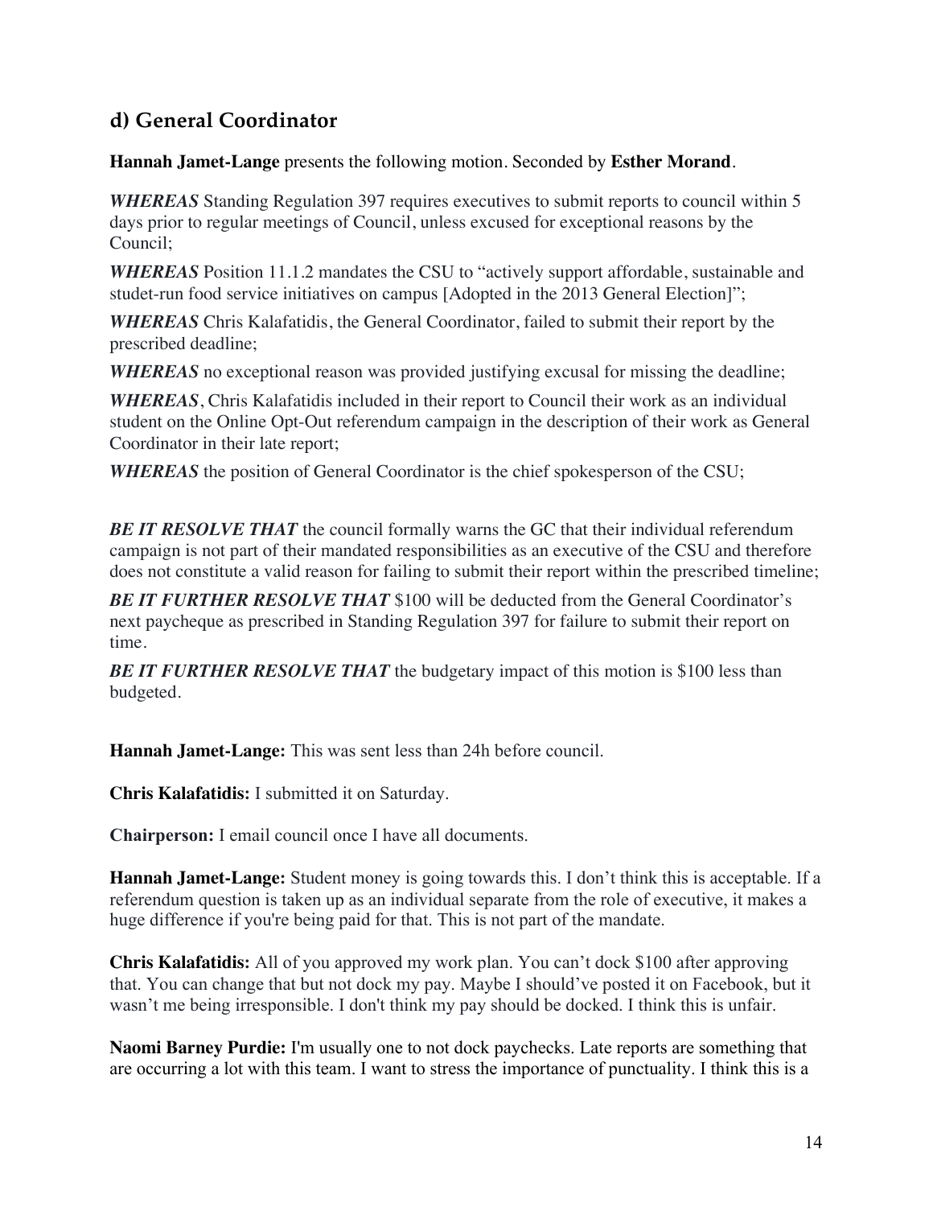## d) General Coordinator

**Hannah Jamet-Lange** presents the following motion. Seconded by **Esther Morand**.

***WHEREAS*** Standing Regulation 397 requires executives to submit reports to council within 5 days prior to regular meetings of Council, unless excused for exceptional reasons by the Council;

***WHEREAS*** Position 11.1.2 mandates the CSU to "actively support affordable, sustainable and studet-run food service initiatives on campus [Adopted in the 2013 General Election]";

***WHEREAS*** Chris Kalafatidis, the General Coordinator, failed to submit their report by the prescribed deadline;

***WHEREAS*** no exceptional reason was provided justifying excusal for missing the deadline;

***WHEREAS***, Chris Kalafatidis included in their report to Council their work as an individual student on the Online Opt-Out referendum campaign in the description of their work as General Coordinator in their late report;

***WHEREAS*** the position of General Coordinator is the chief spokesperson of the CSU;

***BE IT RESOLVE THAT*** the council formally warns the GC that their individual referendum campaign is not part of their mandated responsibilities as an executive of the CSU and therefore does not constitute a valid reason for failing to submit their report within the prescribed timeline;

***BE IT FURTHER RESOLVE THAT*** $100 will be deducted from the General Coordinator's next paycheque as prescribed in Standing Regulation 397 for failure to submit their report on time.

***BE IT FURTHER RESOLVE THAT*** the budgetary impact of this motion is $100 less than budgeted.

**Hannah Jamet-Lange:** This was sent less than 24h before council.

**Chris Kalafatidis:** I submitted it on Saturday.

**Chairperson:** I email council once I have all documents.

**Hannah Jamet-Lange:** Student money is going towards this. I don't think this is acceptable. If a referendum question is taken up as an individual separate from the role of executive, it makes a huge difference if you're being paid for that. This is not part of the mandate.

**Chris Kalafatidis:** All of you approved my work plan. You can't dock $100 after approving that. You can change that but not dock my pay. Maybe I should've posted it on Facebook, but it wasn't me being irresponsible. I don't think my pay should be docked. I think this is unfair.

**Naomi Barney Purdie:** I'm usually one to not dock paychecks. Late reports are something that are occurring a lot with this team. I want to stress the importance of punctuality. I think this is a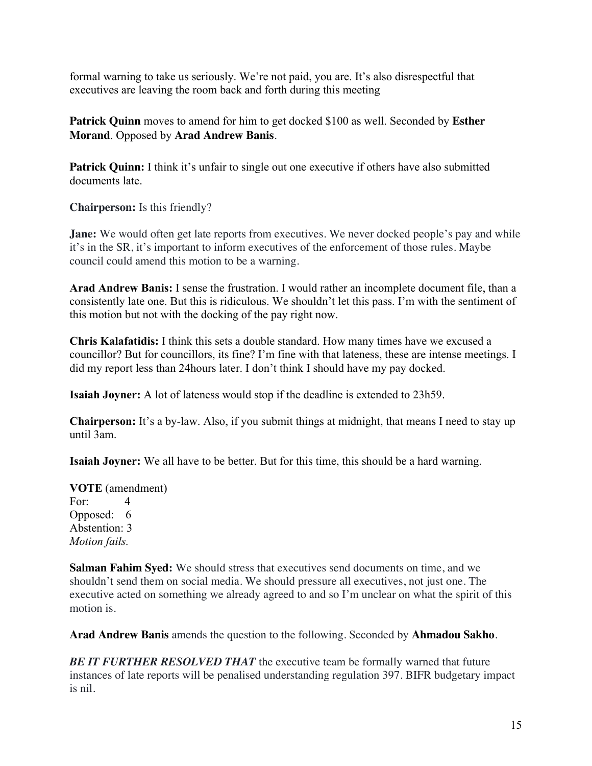formal warning to take us seriously. We're not paid, you are. It's also disrespectful that executives are leaving the room back and forth during this meeting

**Patrick Quinn** moves to amend for him to get docked $100 as well. Seconded by **Esther Morand**. Opposed by **Arad Andrew Banis**.

**Patrick Quinn:** I think it's unfair to single out one executive if others have also submitted documents late.

**Chairperson:** Is this friendly?

**Jane:** We would often get late reports from executives. We never docked people's pay and while it's in the SR, it's important to inform executives of the enforcement of those rules. Maybe council could amend this motion to be a warning.

**Arad Andrew Banis:** I sense the frustration. I would rather an incomplete document file, than a consistently late one. But this is ridiculous. We shouldn't let this pass. I'm with the sentiment of this motion but not with the docking of the pay right now.

**Chris Kalafatidis:** I think this sets a double standard. How many times have we excused a councillor? But for councillors, its fine? I'm fine with that lateness, these are intense meetings. I did my report less than 24hours later. I don't think I should have my pay docked.

**Isaiah Joyner:** A lot of lateness would stop if the deadline is extended to 23h59.

**Chairperson:** It's a by-law. Also, if you submit things at midnight, that means I need to stay up until 3am.

**Isaiah Joyner:** We all have to be better. But for this time, this should be a hard warning.

**VOTE** (amendment)
For: 4
Opposed: 6
Abstention: 3
*Motion fails.*

**Salman Fahim Syed:** We should stress that executives send documents on time, and we shouldn't send them on social media. We should pressure all executives, not just one. The executive acted on something we already agreed to and so I'm unclear on what the spirit of this motion is.

**Arad Andrew Banis** amends the question to the following. Seconded by **Ahmadou Sakho**.

***BE IT FURTHER RESOLVED THAT*** the executive team be formally warned that future instances of late reports will be penalised understanding regulation 397. BIFR budgetary impact is nil.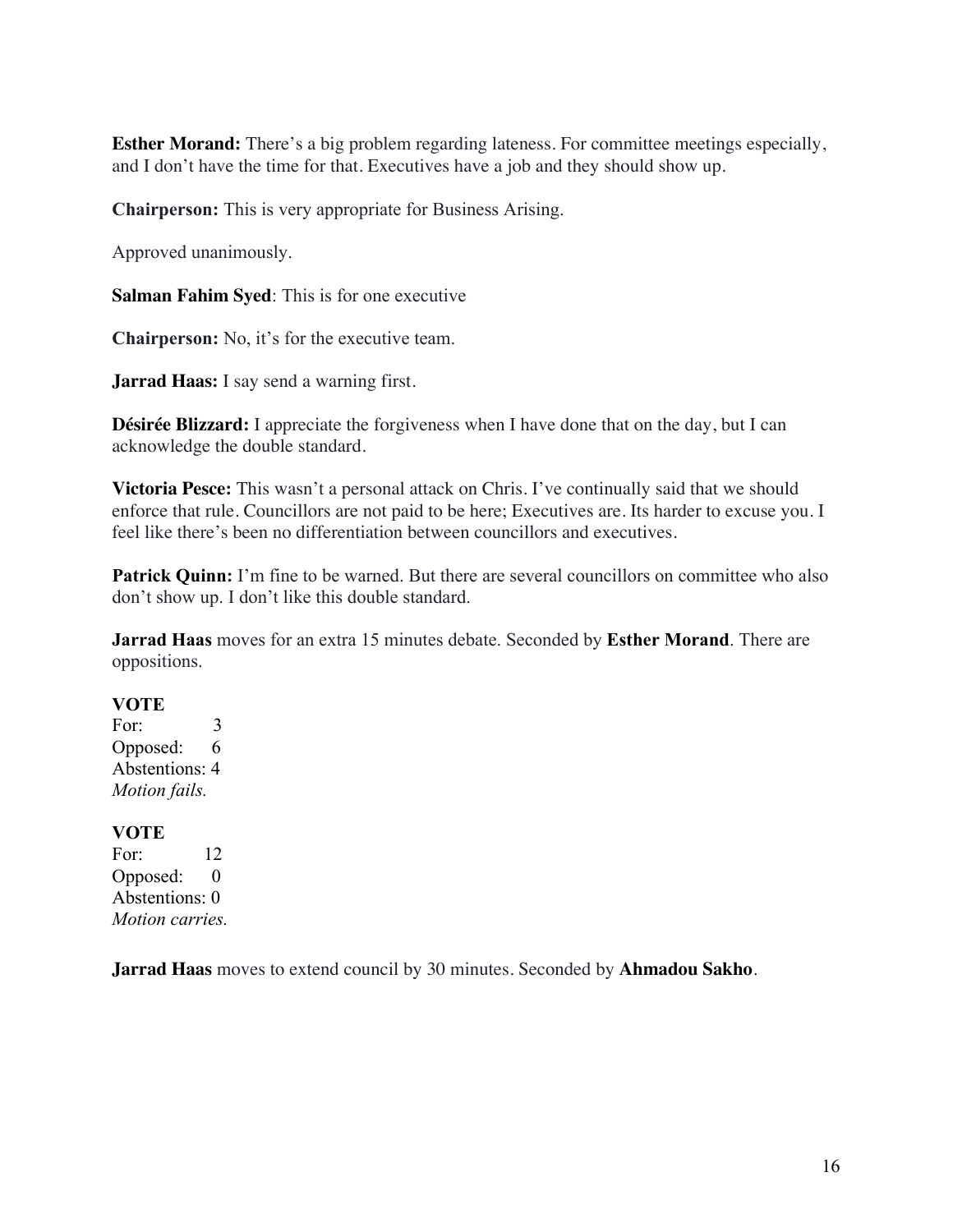**Esther Morand:** There's a big problem regarding lateness. For committee meetings especially, and I don't have the time for that. Executives have a job and they should show up.

**Chairperson:** This is very appropriate for Business Arising.

Approved unanimously.

**Salman Fahim Syed**: This is for one executive

**Chairperson:** No, it's for the executive team.

**Jarrad Haas:** I say send a warning first.

**Désirée Blizzard:** I appreciate the forgiveness when I have done that on the day, but I can acknowledge the double standard.

**Victoria Pesce:** This wasn't a personal attack on Chris. I've continually said that we should enforce that rule. Councillors are not paid to be here; Executives are. Its harder to excuse you. I feel like there's been no differentiation between councillors and executives.

**Patrick Quinn:** I'm fine to be warned. But there are several councillors on committee who also don't show up. I don't like this double standard.

**Jarrad Haas** moves for an extra 15 minutes debate. Seconded by **Esther Morand**. There are oppositions.

**VOTE**
For: 3
Opposed: 6
Abstentions: 4
*Motion fails.*

**VOTE**
For: 12
Opposed: 0
Abstentions: 0
*Motion carries.*

**Jarrad Haas** moves to extend council by 30 minutes. Seconded by **Ahmadou Sakho**.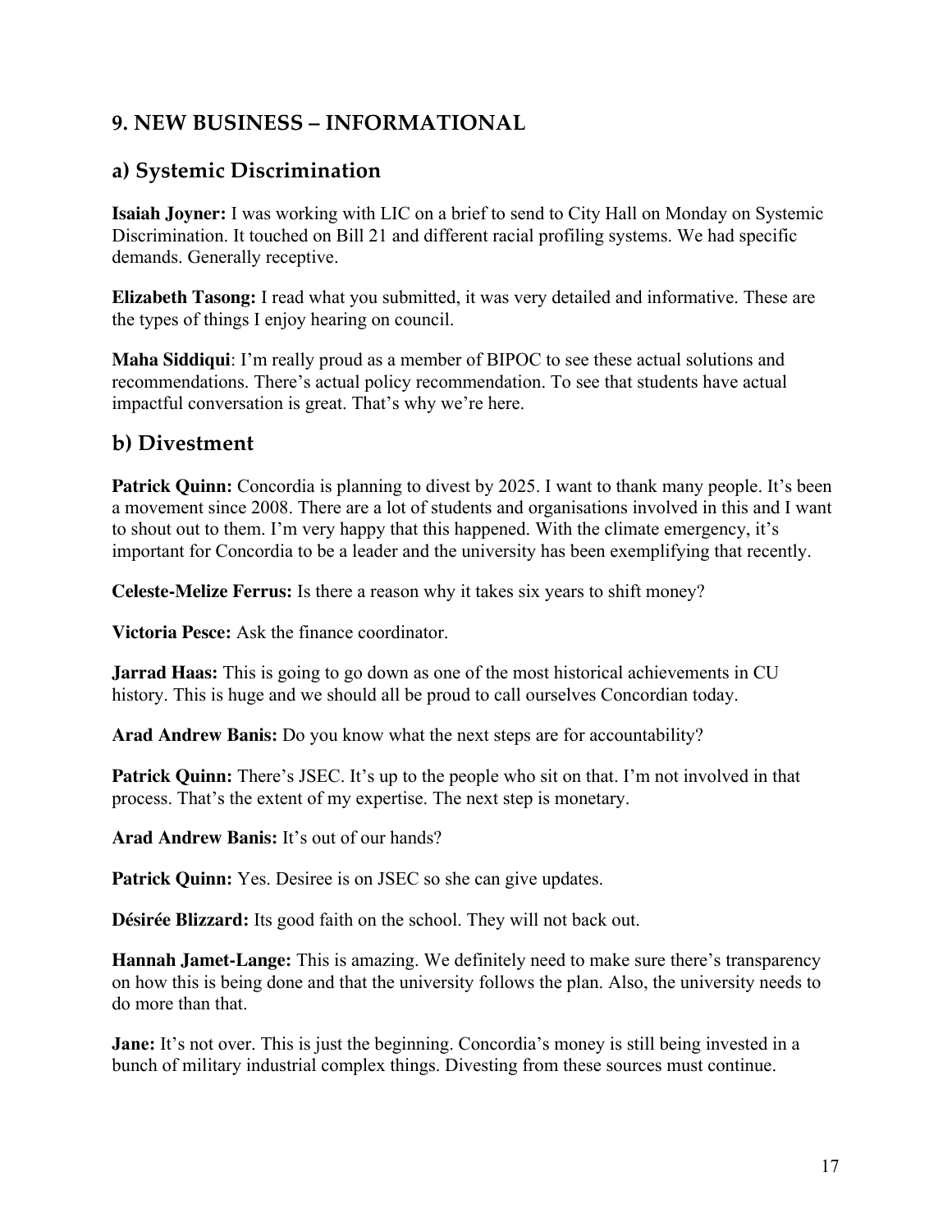## 9. NEW BUSINESS – INFORMATIONAL

### a) Systemic Discrimination

**Isaiah Joyner:** I was working with LIC on a brief to send to City Hall on Monday on Systemic Discrimination. It touched on Bill 21 and different racial profiling systems. We had specific demands. Generally receptive.

**Elizabeth Tasong:** I read what you submitted, it was very detailed and informative. These are the types of things I enjoy hearing on council.

**Maha Siddiqui**: I'm really proud as a member of BIPOC to see these actual solutions and recommendations. There's actual policy recommendation. To see that students have actual impactful conversation is great. That's why we're here.

### b) Divestment

**Patrick Quinn:** Concordia is planning to divest by 2025. I want to thank many people. It's been a movement since 2008. There are a lot of students and organisations involved in this and I want to shout out to them. I'm very happy that this happened. With the climate emergency, it's important for Concordia to be a leader and the university has been exemplifying that recently.

**Celeste-Melize Ferrus:** Is there a reason why it takes six years to shift money?

**Victoria Pesce:** Ask the finance coordinator.

**Jarrad Haas:** This is going to go down as one of the most historical achievements in CU history. This is huge and we should all be proud to call ourselves Concordian today.

**Arad Andrew Banis:** Do you know what the next steps are for accountability?

**Patrick Quinn:** There's JSEC. It's up to the people who sit on that. I'm not involved in that process. That's the extent of my expertise. The next step is monetary.

**Arad Andrew Banis:** It's out of our hands?

**Patrick Quinn:** Yes. Desiree is on JSEC so she can give updates.

**Désirée Blizzard:** Its good faith on the school. They will not back out.

**Hannah Jamet-Lange:** This is amazing. We definitely need to make sure there's transparency on how this is being done and that the university follows the plan. Also, the university needs to do more than that.

**Jane:** It's not over. This is just the beginning. Concordia's money is still being invested in a bunch of military industrial complex things. Divesting from these sources must continue.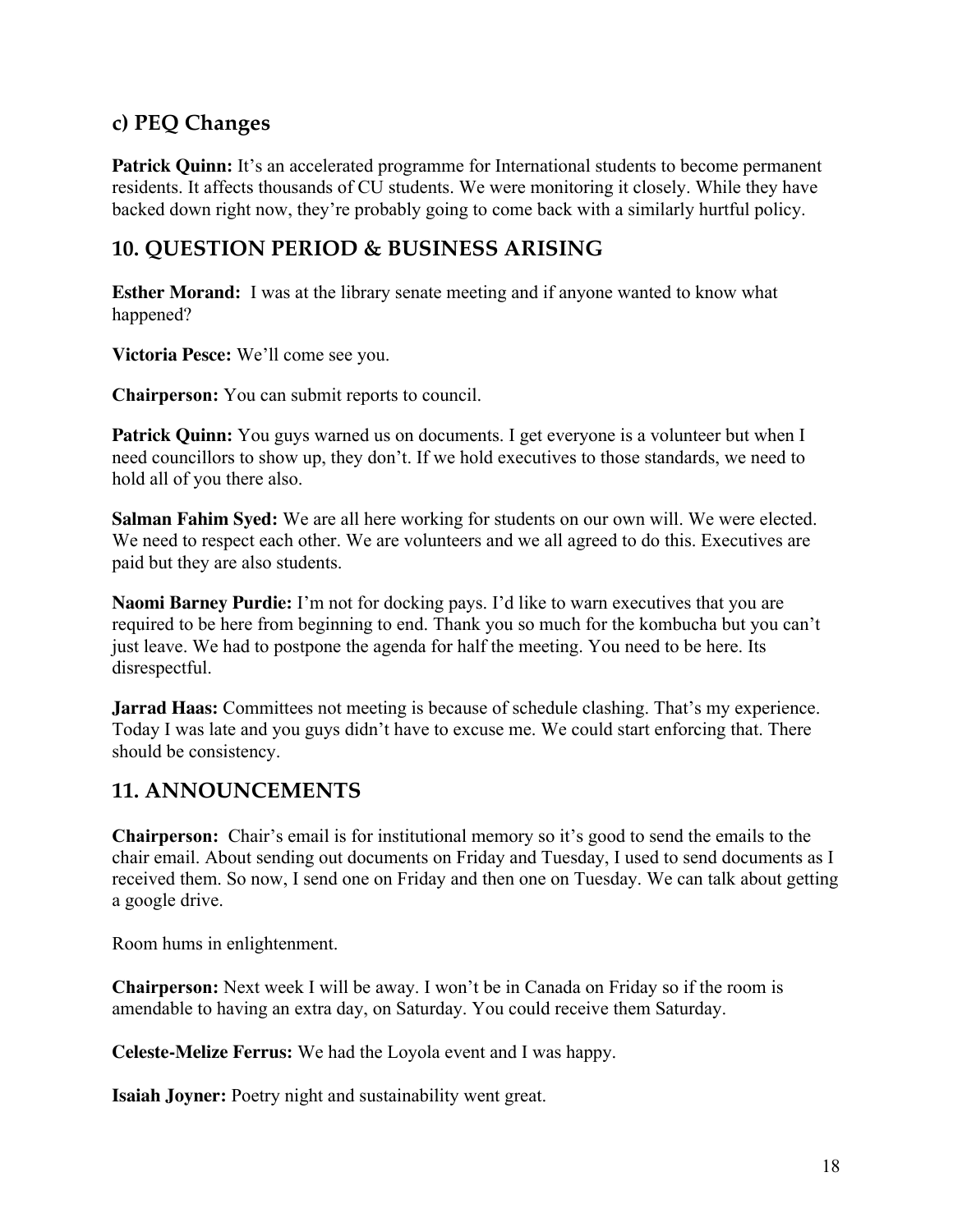### c) PEQ Changes

**Patrick Quinn:** It's an accelerated programme for International students to become permanent residents. It affects thousands of CU students. We were monitoring it closely. While they have backed down right now, they're probably going to come back with a similarly hurtful policy.

## 10. QUESTION PERIOD & BUSINESS ARISING

**Esther Morand:** I was at the library senate meeting and if anyone wanted to know what happened?

**Victoria Pesce:** We'll come see you.

**Chairperson:** You can submit reports to council.

**Patrick Quinn:** You guys warned us on documents. I get everyone is a volunteer but when I need councillors to show up, they don't. If we hold executives to those standards, we need to hold all of you there also.

**Salman Fahim Syed:** We are all here working for students on our own will. We were elected. We need to respect each other. We are volunteers and we all agreed to do this. Executives are paid but they are also students.

**Naomi Barney Purdie:** I'm not for docking pays. I'd like to warn executives that you are required to be here from beginning to end. Thank you so much for the kombucha but you can't just leave. We had to postpone the agenda for half the meeting. You need to be here. Its disrespectful.

**Jarrad Haas:** Committees not meeting is because of schedule clashing. That's my experience. Today I was late and you guys didn't have to excuse me. We could start enforcing that. There should be consistency.

## 11. ANNOUNCEMENTS

**Chairperson:** Chair's email is for institutional memory so it's good to send the emails to the chair email. About sending out documents on Friday and Tuesday, I used to send documents as I received them. So now, I send one on Friday and then one on Tuesday. We can talk about getting a google drive.

Room hums in enlightenment.

**Chairperson:** Next week I will be away. I won't be in Canada on Friday so if the room is amendable to having an extra day, on Saturday. You could receive them Saturday.

**Celeste-Melize Ferrus:** We had the Loyola event and I was happy.

**Isaiah Joyner:** Poetry night and sustainability went great.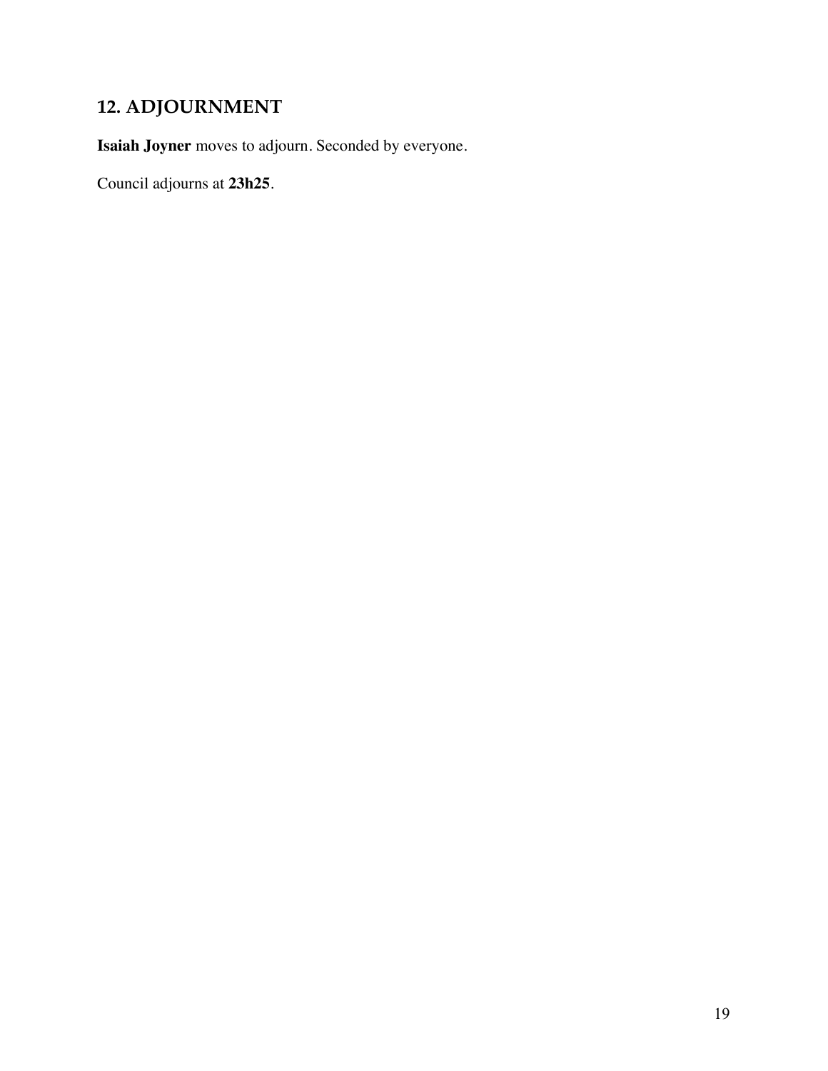## 12. ADJOURNMENT

**Isaiah Joyner** moves to adjourn. Seconded by everyone.

Council adjourns at **23h25**.